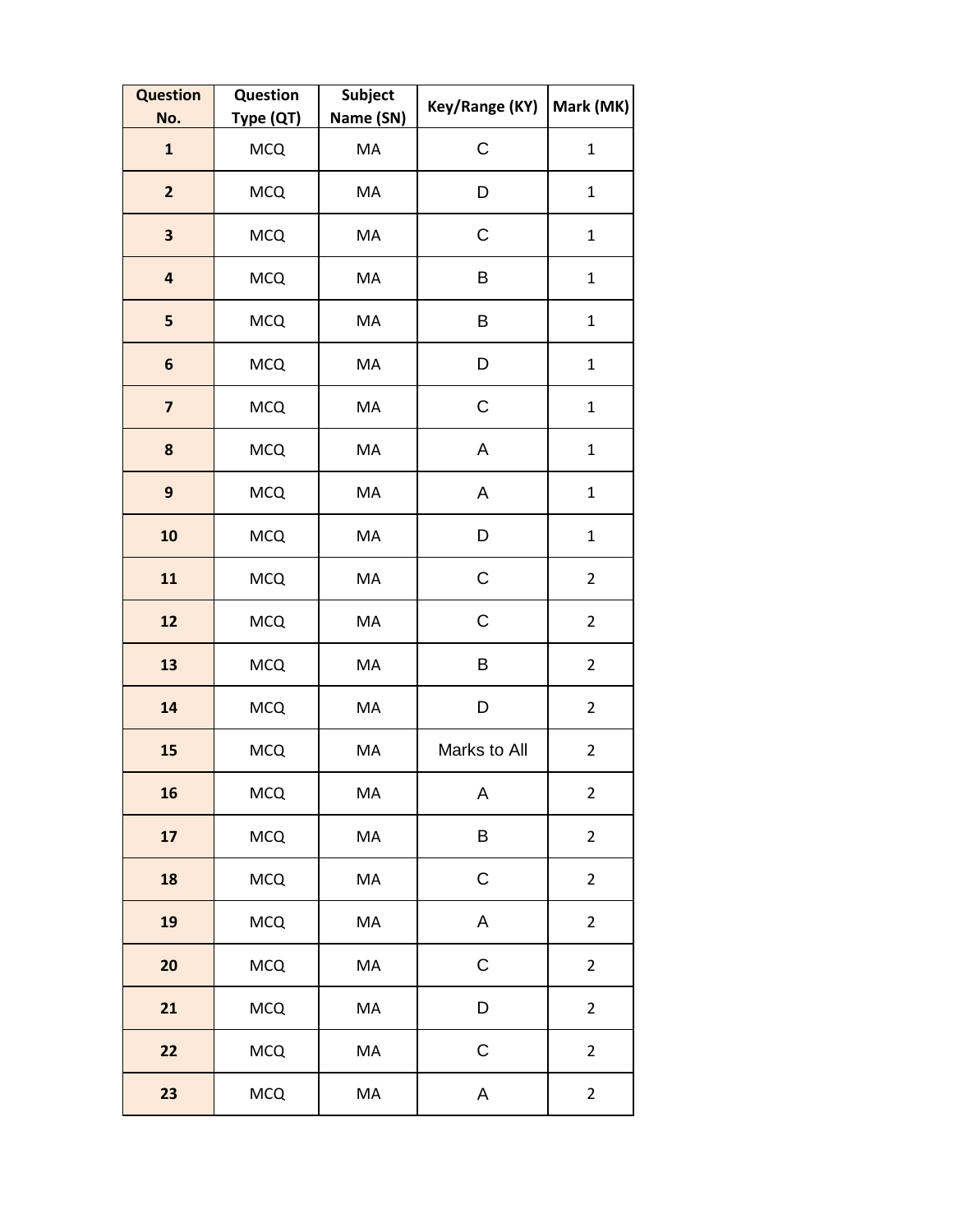| Question No. | Question Type (QT) | Subject Name (SN) | Key/Range (KY) | Mark (MK) |
|---|---|---|---|---|
| 1 | MCQ | MA | C | 1 |
| 2 | MCQ | MA | D | 1 |
| 3 | MCQ | MA | C | 1 |
| 4 | MCQ | MA | B | 1 |
| 5 | MCQ | MA | B | 1 |
| 6 | MCQ | MA | D | 1 |
| 7 | MCQ | MA | C | 1 |
| 8 | MCQ | MA | A | 1 |
| 9 | MCQ | MA | A | 1 |
| 10 | MCQ | MA | D | 1 |
| 11 | MCQ | MA | C | 2 |
| 12 | MCQ | MA | C | 2 |
| 13 | MCQ | MA | B | 2 |
| 14 | MCQ | MA | D | 2 |
| 15 | MCQ | MA | Marks to All | 2 |
| 16 | MCQ | MA | A | 2 |
| 17 | MCQ | MA | B | 2 |
| 18 | MCQ | MA | C | 2 |
| 19 | MCQ | MA | A | 2 |
| 20 | MCQ | MA | C | 2 |
| 21 | MCQ | MA | D | 2 |
| 22 | MCQ | MA | C | 2 |
| 23 | MCQ | MA | A | 2 |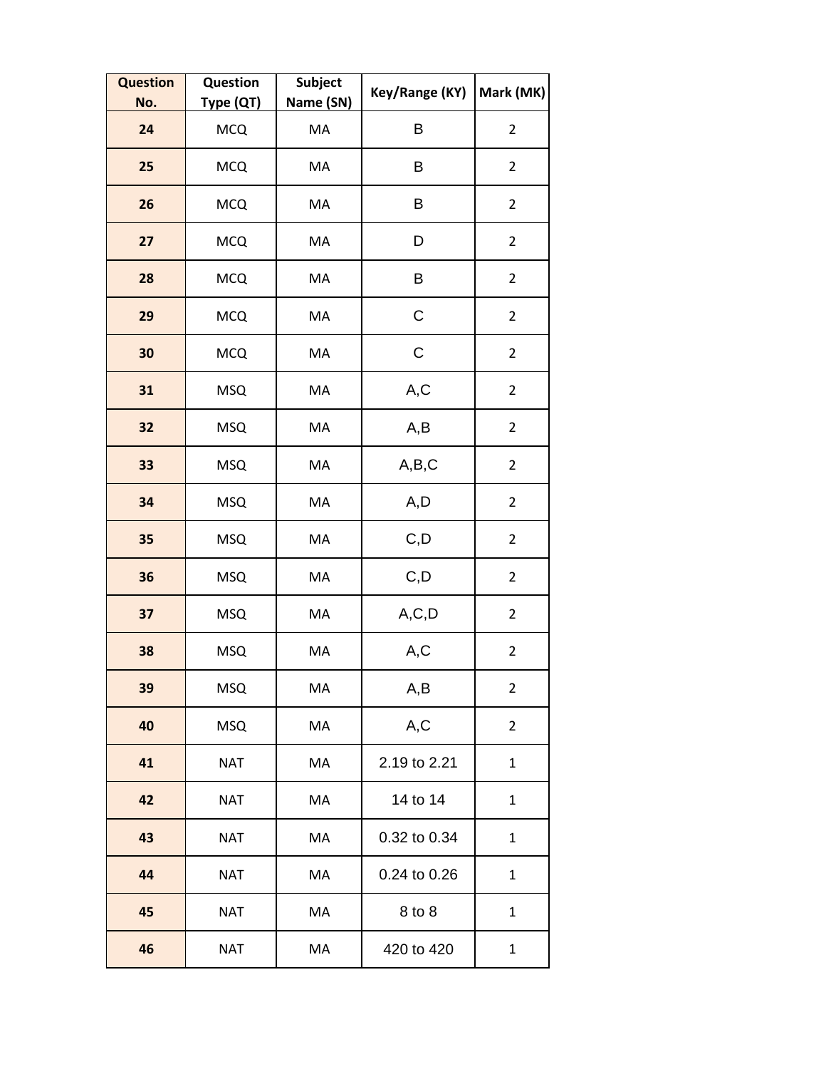| Question No. | Question Type (QT) | Subject Name (SN) | Key/Range (KY) | Mark (MK) |
|---|---|---|---|---|
| 24 | MCQ | MA | B | 2 |
| 25 | MCQ | MA | B | 2 |
| 26 | MCQ | MA | B | 2 |
| 27 | MCQ | MA | D | 2 |
| 28 | MCQ | MA | B | 2 |
| 29 | MCQ | MA | C | 2 |
| 30 | MCQ | MA | C | 2 |
| 31 | MSQ | MA | A,C | 2 |
| 32 | MSQ | MA | A,B | 2 |
| 33 | MSQ | MA | A,B,C | 2 |
| 34 | MSQ | MA | A,D | 2 |
| 35 | MSQ | MA | C,D | 2 |
| 36 | MSQ | MA | C,D | 2 |
| 37 | MSQ | MA | A,C,D | 2 |
| 38 | MSQ | MA | A,C | 2 |
| 39 | MSQ | MA | A,B | 2 |
| 40 | MSQ | MA | A,C | 2 |
| 41 | NAT | MA | 2.19 to 2.21 | 1 |
| 42 | NAT | MA | 14 to 14 | 1 |
| 43 | NAT | MA | 0.32 to 0.34 | 1 |
| 44 | NAT | MA | 0.24 to 0.26 | 1 |
| 45 | NAT | MA | 8 to 8 | 1 |
| 46 | NAT | MA | 420 to 420 | 1 |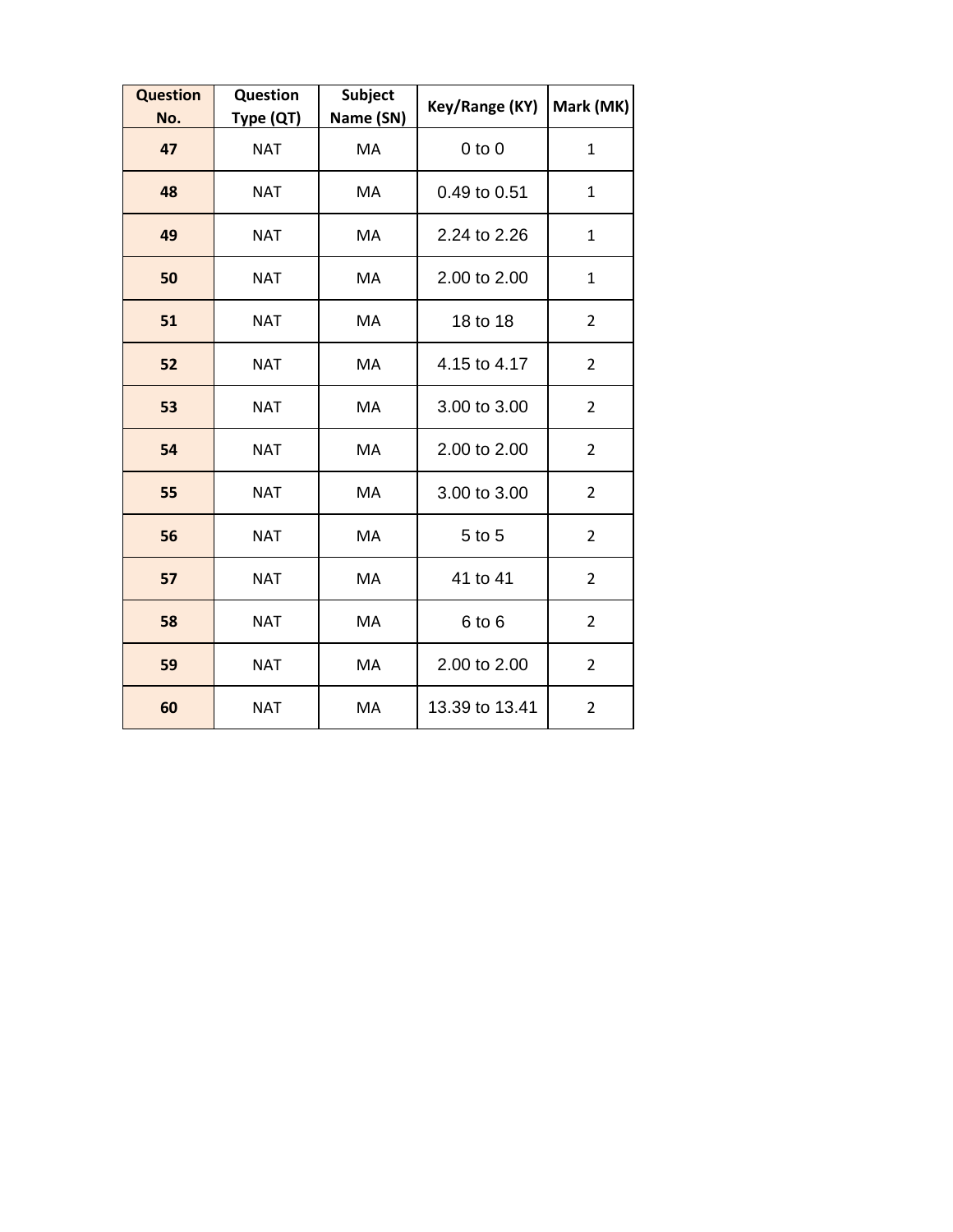| Question No. | Question Type (QT) | Subject Name (SN) | Key/Range (KY) | Mark (MK) |
|---|---|---|---|---|
| 47 | NAT | MA | 0 to 0 | 1 |
| 48 | NAT | MA | 0.49 to 0.51 | 1 |
| 49 | NAT | MA | 2.24 to 2.26 | 1 |
| 50 | NAT | MA | 2.00 to 2.00 | 1 |
| 51 | NAT | MA | 18 to 18 | 2 |
| 52 | NAT | MA | 4.15 to 4.17 | 2 |
| 53 | NAT | MA | 3.00 to 3.00 | 2 |
| 54 | NAT | MA | 2.00 to 2.00 | 2 |
| 55 | NAT | MA | 3.00 to 3.00 | 2 |
| 56 | NAT | MA | 5 to 5 | 2 |
| 57 | NAT | MA | 41 to 41 | 2 |
| 58 | NAT | MA | 6 to 6 | 2 |
| 59 | NAT | MA | 2.00 to 2.00 | 2 |
| 60 | NAT | MA | 13.39 to 13.41 | 2 |